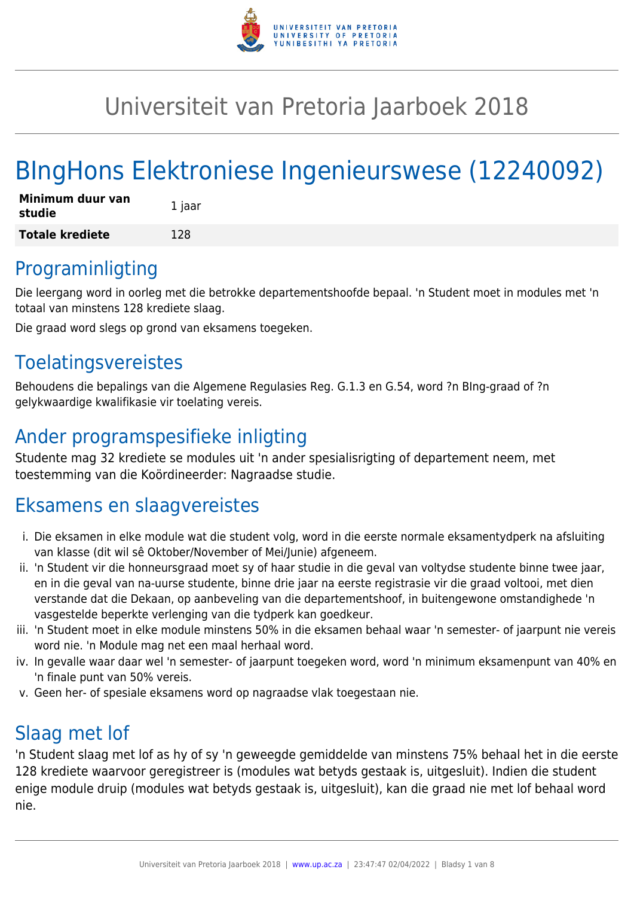# Universiteit van Pretoria Jaarboek 2018

## BIngHons Elektroniese Ingenieurswese (12240092)

| **Minimum duur van studie** | 1 jaar |
|---|---|
| **Totale krediete** | 128 |

## Programinligting

Die leergang word in oorleg met die betrokke departementshoofde bepaal. 'n Student moet in modules met 'n totaal van minstens 128 krediete slaag.

Die graad word slegs op grond van eksamens toegeken.

## Toelatingsvereistes

Behoudens die bepalings van die Algemene Regulasies Reg. G.1.3 en G.54, word ?n BIng-graad of ?n gelykwaardige kwalifikasie vir toelating vereis.

## Ander programspesifieke inligting

Studente mag 32 krediete se modules uit 'n ander spesialisrigting of departement neem, met toestemming van die Koördineerder: Nagraadse studie.

## Eksamens en slaagvereistes

i. Die eksamen in elke module wat die student volg, word in die eerste normale eksamentydperk na afsluiting van klasse (dit wil sê Oktober/November of Mei/Junie) afgeneem.
ii. 'n Student vir die honneursgraad moet sy of haar studie in die geval van voltydse studente binne twee jaar, en in die geval van na-uurse studente, binne drie jaar na eerste registrasie vir die graad voltooi, met dien verstande dat die Dekaan, op aanbeveling van die departementshoof, in buitengewone omstandighede 'n vasgestelde beperkte verlenging van die tydperk kan goedkeur.
iii. 'n Student moet in elke module minstens 50% in die eksamen behaal waar 'n semester- of jaarpunt nie vereis word nie. 'n Module mag net een maal herhaal word.
iv. In gevalle waar daar wel 'n semester- of jaarpunt toegeken word, word 'n minimum eksamenpunt van 40% en 'n finale punt van 50% vereis.
v. Geen her- of spesiale eksamens word op nagraadse vlak toegestaan nie.

## Slaag met lof

'n Student slaag met lof as hy of sy 'n geweegde gemiddelde van minstens 75% behaal het in die eerste 128 krediete waarvoor geregistreer is (modules wat betyds gestaak is, uitgesluit). Indien die student enige module druip (modules wat betyds gestaak is, uitgesluit), kan die graad nie met lof behaal word nie.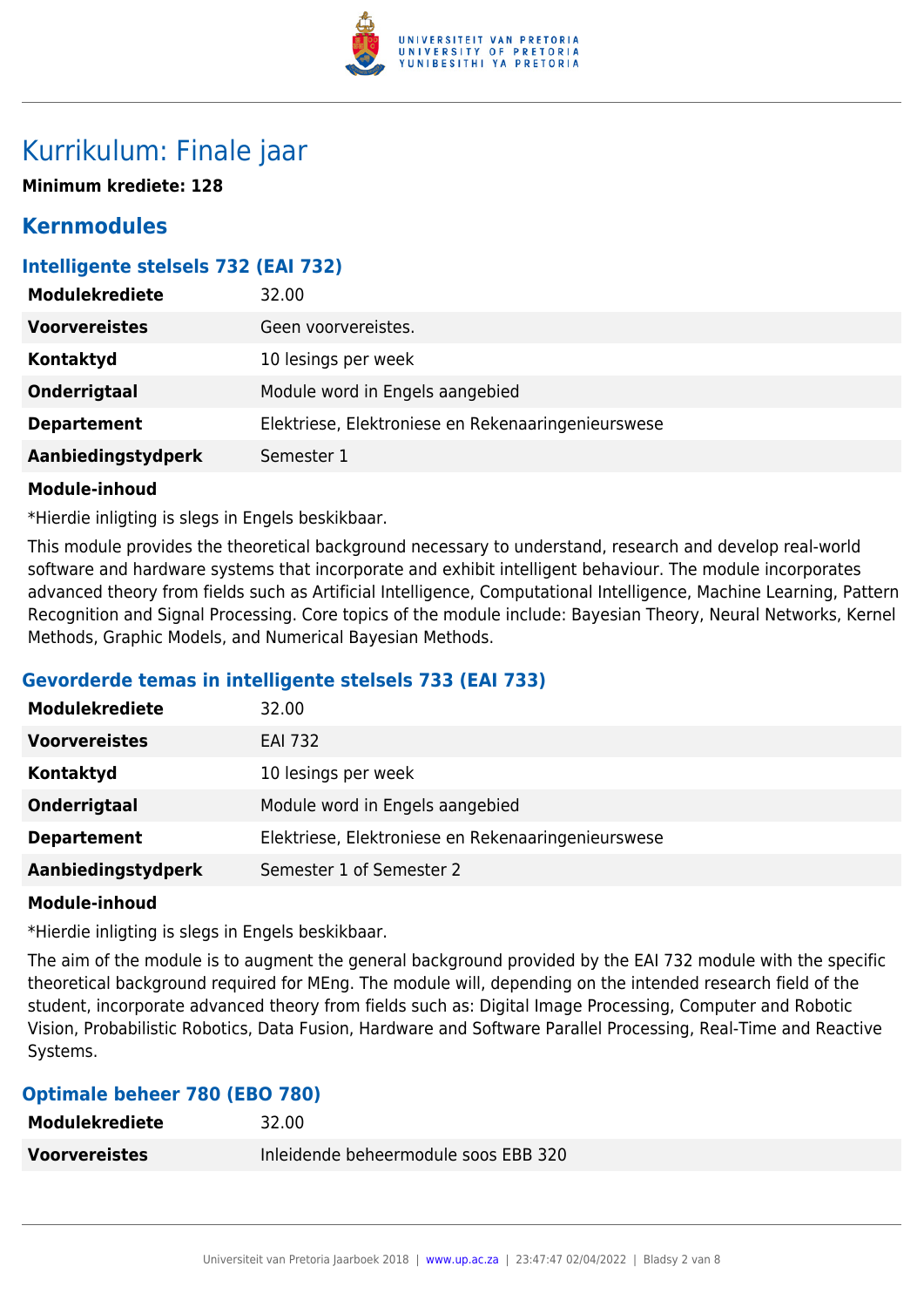# Kurrikulum: Finale jaar

**Minimum krediete: 128**

## Kernmodules

### Intelligente stelsels 732 (EAI 732)

| | |
|---|---|
| **Modulekrediete** | 32.00 |
| **Voorvereistes** | Geen voorvereistes. |
| **Kontaktyd** | 10 lesings per week |
| **Onderrigtaal** | Module word in Engels aangebied |
| **Departement** | Elektriese, Elektroniese en Rekenaaringenieurswese |
| **Aanbiedingstydperk** | Semester 1 |

**Module-inhoud**

*Hierdie inligting is slegs in Engels beskikbaar.

This module provides the theoretical background necessary to understand, research and develop real-world software and hardware systems that incorporate and exhibit intelligent behaviour. The module incorporates advanced theory from fields such as Artificial Intelligence, Computational Intelligence, Machine Learning, Pattern Recognition and Signal Processing. Core topics of the module include: Bayesian Theory, Neural Networks, Kernel Methods, Graphic Models, and Numerical Bayesian Methods.

### Gevorderde temas in intelligente stelsels 733 (EAI 733)

| | |
|---|---|
| **Modulekrediete** | 32.00 |
| **Voorvereistes** | EAI 732 |
| **Kontaktyd** | 10 lesings per week |
| **Onderrigtaal** | Module word in Engels aangebied |
| **Departement** | Elektriese, Elektroniese en Rekenaaringenieurswese |
| **Aanbiedingstydperk** | Semester 1 of Semester 2 |

**Module-inhoud**

*Hierdie inligting is slegs in Engels beskikbaar.

The aim of the module is to augment the general background provided by the EAI 732 module with the specific theoretical background required for MEng. The module will, depending on the intended research field of the student, incorporate advanced theory from fields such as: Digital Image Processing, Computer and Robotic Vision, Probabilistic Robotics, Data Fusion, Hardware and Software Parallel Processing, Real-Time and Reactive Systems.

### Optimale beheer 780 (EBO 780)

| | |
|---|---|
| **Modulekrediete** | 32.00 |
| **Voorvereistes** | Inleidende beheermodule soos EBB 320 |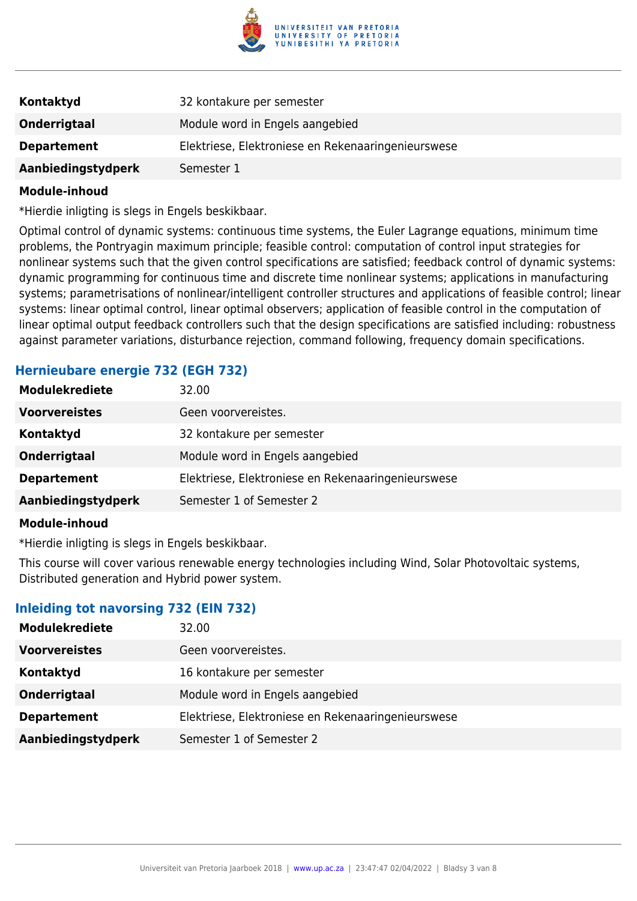| | |
|---|---|
| **Kontaktyd** | 32 kontakure per semester |
| **Onderrigtaal** | Module word in Engels aangebied |
| **Departement** | Elektriese, Elektroniese en Rekenaaringenieurswese |
| **Aanbiedingstydperk** | Semester 1 |

**Module-inhoud**

*Hierdie inligting is slegs in Engels beskikbaar.

Optimal control of dynamic systems: continuous time systems, the Euler Lagrange equations, minimum time problems, the Pontryagin maximum principle; feasible control: computation of control input strategies for nonlinear systems such that the given control specifications are satisfied; feedback control of dynamic systems: dynamic programming for continuous time and discrete time nonlinear systems; applications in manufacturing systems; parametrisations of nonlinear/intelligent controller structures and applications of feasible control; linear systems: linear optimal control, linear optimal observers; application of feasible control in the computation of linear optimal output feedback controllers such that the design specifications are satisfied including: robustness against parameter variations, disturbance rejection, command following, frequency domain specifications.

### Hernieubare energie 732 (EGH 732)

| | |
|---|---|
| **Modulekrediete** | 32.00 |
| **Voorvereistes** | Geen voorvereistes. |
| **Kontaktyd** | 32 kontakure per semester |
| **Onderrigtaal** | Module word in Engels aangebied |
| **Departement** | Elektriese, Elektroniese en Rekenaaringenieurswese |
| **Aanbiedingstydperk** | Semester 1 of Semester 2 |

**Module-inhoud**

*Hierdie inligting is slegs in Engels beskikbaar.

This course will cover various renewable energy technologies including Wind, Solar Photovoltaic systems, Distributed generation and Hybrid power system.

### Inleiding tot navorsing 732 (EIN 732)

| | |
|---|---|
| **Modulekrediete** | 32.00 |
| **Voorvereistes** | Geen voorvereistes. |
| **Kontaktyd** | 16 kontakure per semester |
| **Onderrigtaal** | Module word in Engels aangebied |
| **Departement** | Elektriese, Elektroniese en Rekenaaringenieurswese |
| **Aanbiedingstydperk** | Semester 1 of Semester 2 |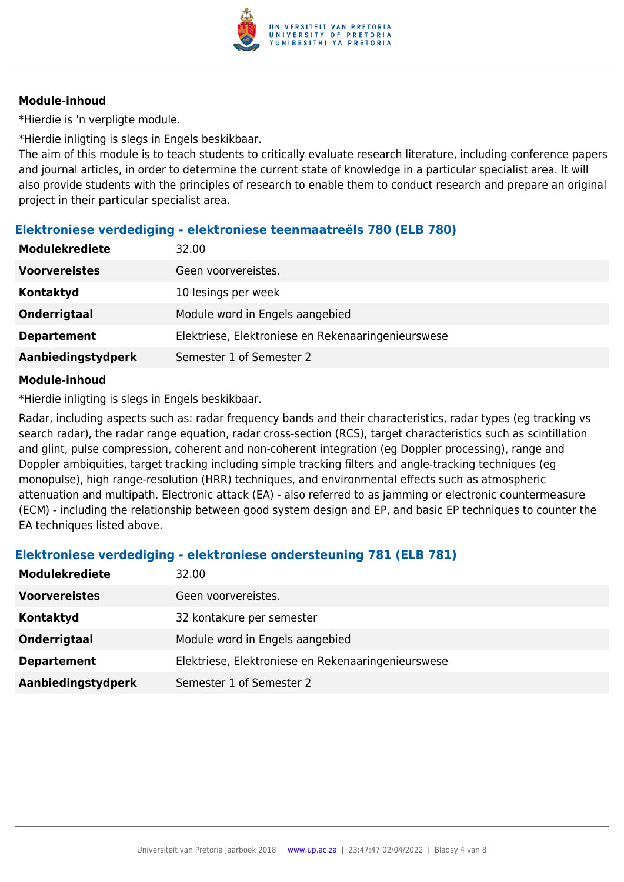#### Module-inhoud

*Hierdie is 'n verpligte module.

*Hierdie inligting is slegs in Engels beskikbaar.
The aim of this module is to teach students to critically evaluate research literature, including conference papers and journal articles, in order to determine the current state of knowledge in a particular specialist area. It will also provide students with the principles of research to enable them to conduct research and prepare an original project in their particular specialist area.

### Elektroniese verdediging - elektroniese teenmaatreëls 780 (ELB 780)

| | |
|---|---|
| **Modulekrediete** | 32.00 |
| **Voorvereistes** | Geen voorvereistes. |
| **Kontaktyd** | 10 lesings per week |
| **Onderrigtaal** | Module word in Engels aangebied |
| **Departement** | Elektriese, Elektroniese en Rekenaaringenieurswese |
| **Aanbiedingstydperk** | Semester 1 of Semester 2 |

#### Module-inhoud

*Hierdie inligting is slegs in Engels beskikbaar.

Radar, including aspects such as: radar frequency bands and their characteristics, radar types (eg tracking vs search radar), the radar range equation, radar cross-section (RCS), target characteristics such as scintillation and glint, pulse compression, coherent and non-coherent integration (eg Doppler processing), range and Doppler ambiquities, target tracking including simple tracking filters and angle-tracking techniques (eg monopulse), high range-resolution (HRR) techniques, and environmental effects such as atmospheric attenuation and multipath. Electronic attack (EA) - also referred to as jamming or electronic countermeasure (ECM) - including the relationship between good system design and EP, and basic EP techniques to counter the EA techniques listed above.

### Elektroniese verdediging - elektroniese ondersteuning 781 (ELB 781)

| | |
|---|---|
| **Modulekrediete** | 32.00 |
| **Voorvereistes** | Geen voorvereistes. |
| **Kontaktyd** | 32 kontakure per semester |
| **Onderrigtaal** | Module word in Engels aangebied |
| **Departement** | Elektriese, Elektroniese en Rekenaaringenieurswese |
| **Aanbiedingstydperk** | Semester 1 of Semester 2 |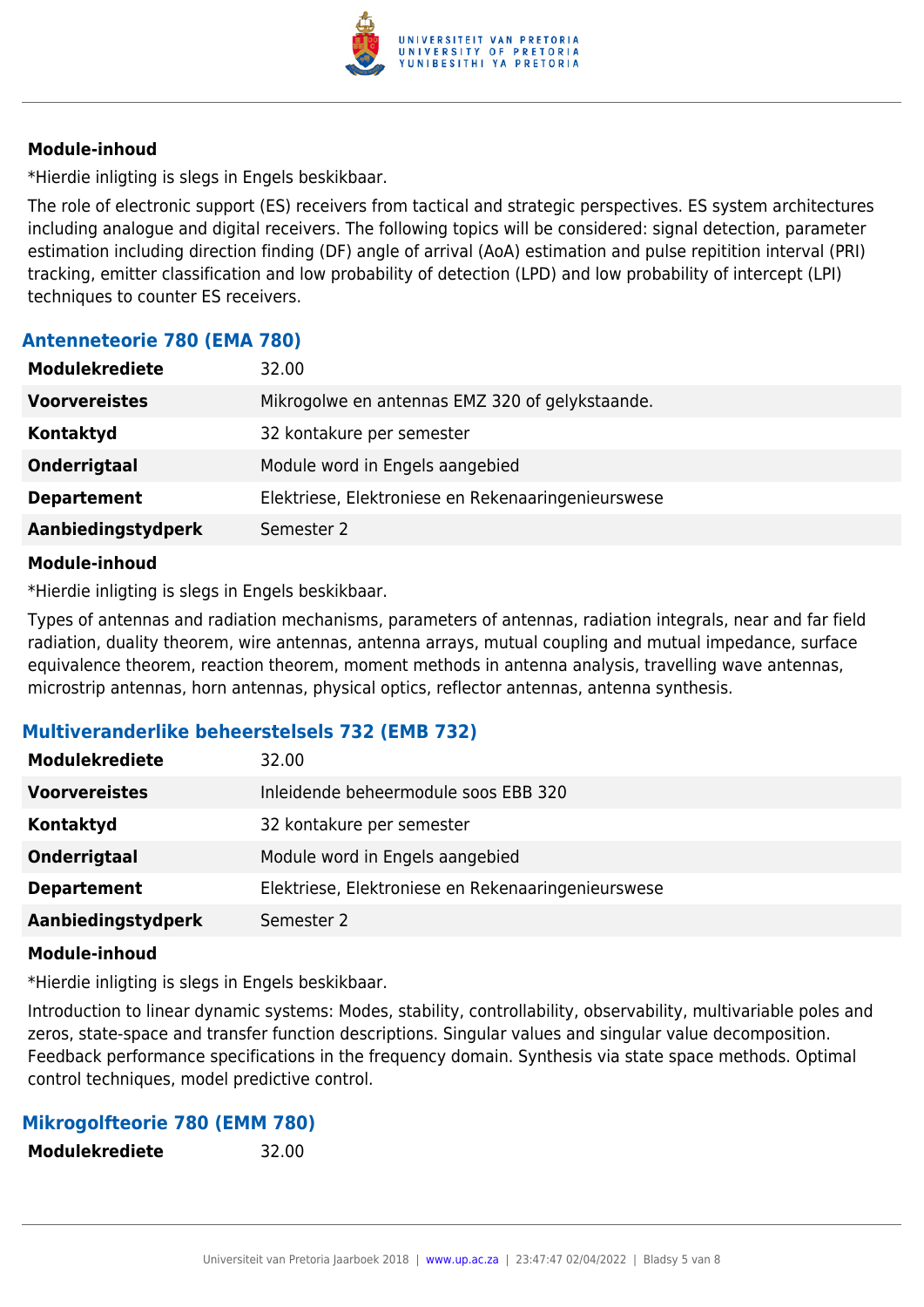**Module-inhoud**

*Hierdie inligting is slegs in Engels beskikbaar.

The role of electronic support (ES) receivers from tactical and strategic perspectives. ES system architectures including analogue and digital receivers. The following topics will be considered: signal detection, parameter estimation including direction finding (DF) angle of arrival (AoA) estimation and pulse repitition interval (PRI) tracking, emitter classification and low probability of detection (LPD) and low probability of intercept (LPI) techniques to counter ES receivers.

### Antenneteorie 780 (EMA 780)

| | |
|---|---|
| **Modulekrediete** | 32.00 |
| **Voorvereistes** | Mikrogolwe en antennas EMZ 320 of gelykstaande. |
| **Kontaktyd** | 32 kontakure per semester |
| **Onderrigtaal** | Module word in Engels aangebied |
| **Departement** | Elektriese, Elektroniese en Rekenaaringenieurswese |
| **Aanbiedingstydperk** | Semester 2 |

**Module-inhoud**

*Hierdie inligting is slegs in Engels beskikbaar.

Types of antennas and radiation mechanisms, parameters of antennas, radiation integrals, near and far field radiation, duality theorem, wire antennas, antenna arrays, mutual coupling and mutual impedance, surface equivalence theorem, reaction theorem, moment methods in antenna analysis, travelling wave antennas, microstrip antennas, horn antennas, physical optics, reflector antennas, antenna synthesis.

### Multiveranderlike beheerstelsels 732 (EMB 732)

| | |
|---|---|
| **Modulekrediete** | 32.00 |
| **Voorvereistes** | Inleidende beheermodule soos EBB 320 |
| **Kontaktyd** | 32 kontakure per semester |
| **Onderrigtaal** | Module word in Engels aangebied |
| **Departement** | Elektriese, Elektroniese en Rekenaaringenieurswese |
| **Aanbiedingstydperk** | Semester 2 |

**Module-inhoud**

*Hierdie inligting is slegs in Engels beskikbaar.

Introduction to linear dynamic systems: Modes, stability, controllability, observability, multivariable poles and zeros, state-space and transfer function descriptions. Singular values and singular value decomposition. Feedback performance specifications in the frequency domain. Synthesis via state space methods. Optimal control techniques, model predictive control.

### Mikrogolfteorie 780 (EMM 780)

| | |
|---|---|
| **Modulekrediete** | 32.00 |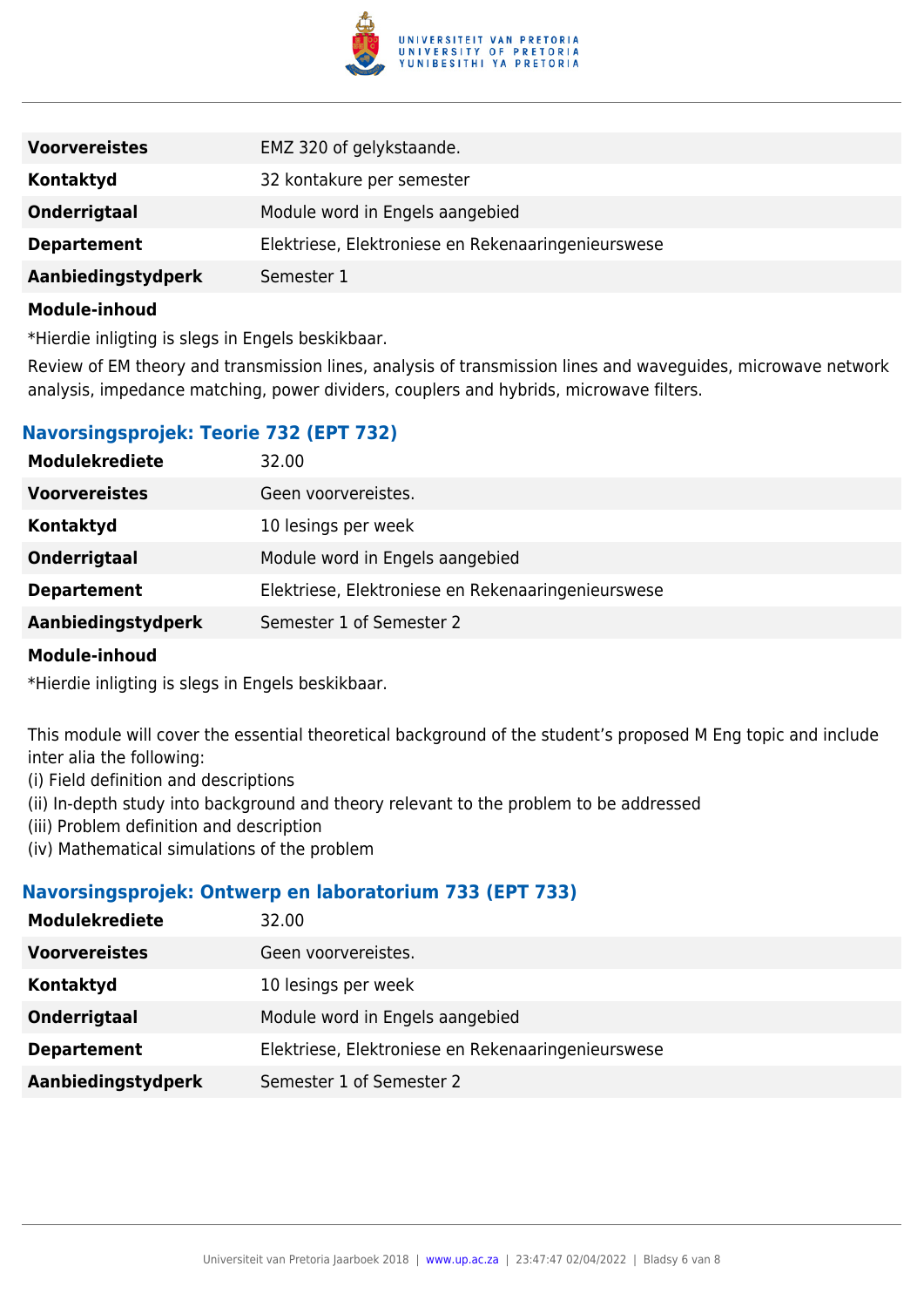| | |
|---|---|
| **Voorvereistes** | EMZ 320 of gelykstaande. |
| **Kontaktyd** | 32 kontakure per semester |
| **Onderrigtaal** | Module word in Engels aangebied |
| **Departement** | Elektriese, Elektroniese en Rekenaaringenieurswese |
| **Aanbiedingstydperk** | Semester 1 |

**Module-inhoud**

*Hierdie inligting is slegs in Engels beskikbaar.

Review of EM theory and transmission lines, analysis of transmission lines and waveguides, microwave network analysis, impedance matching, power dividers, couplers and hybrids, microwave filters.

### Navorsingsprojek: Teorie 732 (EPT 732)

| | |
|---|---|
| **Modulekrediete** | 32.00 |
| **Voorvereistes** | Geen voorvereistes. |
| **Kontaktyd** | 10 lesings per week |
| **Onderrigtaal** | Module word in Engels aangebied |
| **Departement** | Elektriese, Elektroniese en Rekenaaringenieurswese |
| **Aanbiedingstydperk** | Semester 1 of Semester 2 |

**Module-inhoud**

*Hierdie inligting is slegs in Engels beskikbaar.

This module will cover the essential theoretical background of the student's proposed M Eng topic and include inter alia the following:
(i) Field definition and descriptions
(ii) In-depth study into background and theory relevant to the problem to be addressed
(iii) Problem definition and description
(iv) Mathematical simulations of the problem

### Navorsingsprojek: Ontwerp en laboratorium 733 (EPT 733)

| | |
|---|---|
| **Modulekrediete** | 32.00 |
| **Voorvereistes** | Geen voorvereistes. |
| **Kontaktyd** | 10 lesings per week |
| **Onderrigtaal** | Module word in Engels aangebied |
| **Departement** | Elektriese, Elektroniese en Rekenaaringenieurswese |
| **Aanbiedingstydperk** | Semester 1 of Semester 2 |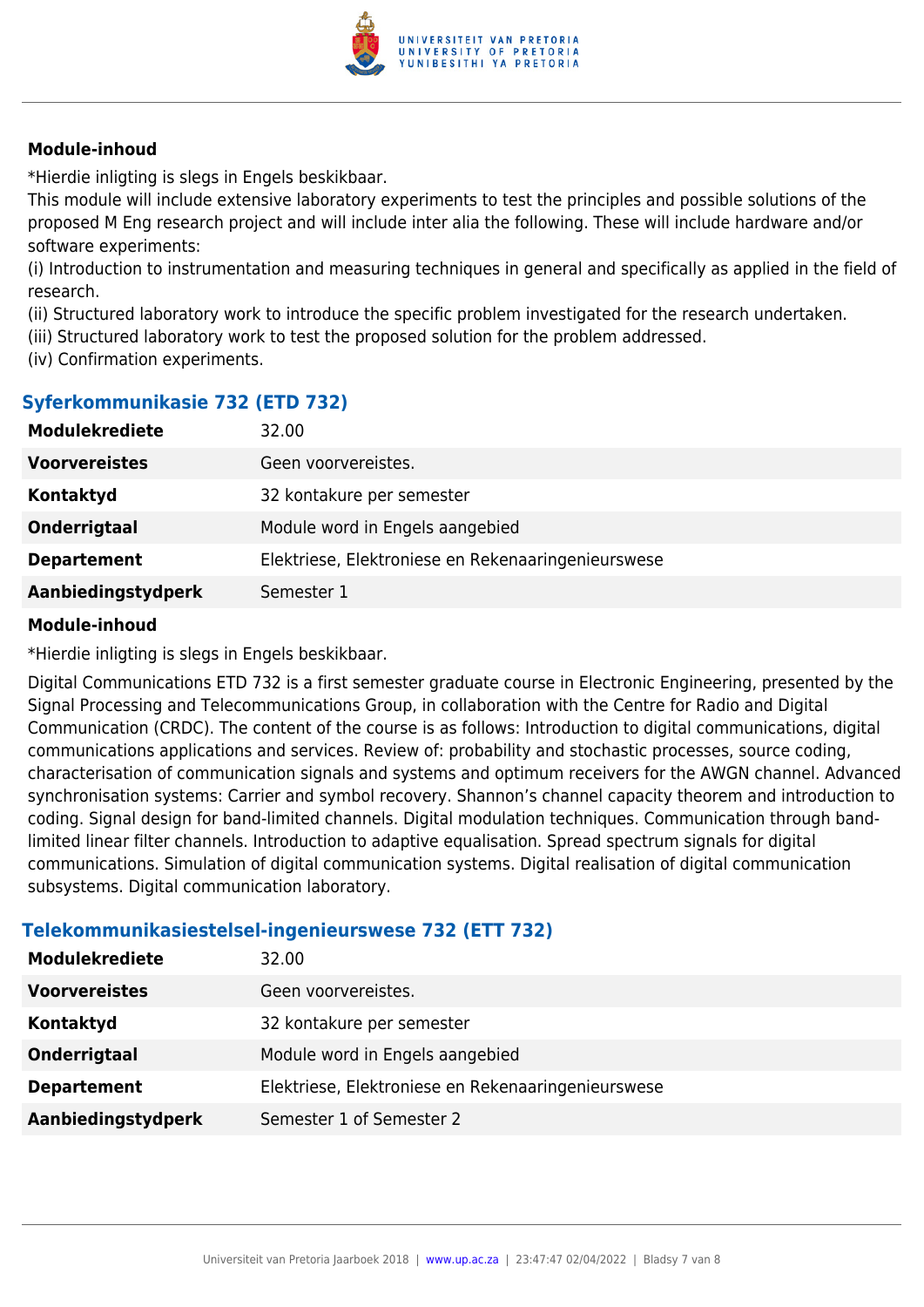**Module-inhoud**

*Hierdie inligting is slegs in Engels beskikbaar.

This module will include extensive laboratory experiments to test the principles and possible solutions of the proposed M Eng research project and will include inter alia the following. These will include hardware and/or software experiments:

(i) Introduction to instrumentation and measuring techniques in general and specifically as applied in the field of research.
(ii) Structured laboratory work to introduce the specific problem investigated for the research undertaken.
(iii) Structured laboratory work to test the proposed solution for the problem addressed.
(iv) Confirmation experiments.

### Syferkommunikasie 732 (ETD 732)

| | |
|---|---|
| **Modulekrediete** | 32.00 |
| **Voorvereistes** | Geen voorvereistes. |
| **Kontaktyd** | 32 kontakure per semester |
| **Onderrigtaal** | Module word in Engels aangebied |
| **Departement** | Elektriese, Elektroniese en Rekenaaringenieurswese |
| **Aanbiedingstydperk** | Semester 1 |

**Module-inhoud**

*Hierdie inligting is slegs in Engels beskikbaar.

Digital Communications ETD 732 is a first semester graduate course in Electronic Engineering, presented by the Signal Processing and Telecommunications Group, in collaboration with the Centre for Radio and Digital Communication (CRDC). The content of the course is as follows: Introduction to digital communications, digital communications applications and services. Review of: probability and stochastic processes, source coding, characterisation of communication signals and systems and optimum receivers for the AWGN channel. Advanced synchronisation systems: Carrier and symbol recovery. Shannon's channel capacity theorem and introduction to coding. Signal design for band-limited channels. Digital modulation techniques. Communication through band-limited linear filter channels. Introduction to adaptive equalisation. Spread spectrum signals for digital communications. Simulation of digital communication systems. Digital realisation of digital communication subsystems. Digital communication laboratory.

### Telekommunikasiestelsel-ingenieurswese 732 (ETT 732)

| | |
|---|---|
| **Modulekrediete** | 32.00 |
| **Voorvereistes** | Geen voorvereistes. |
| **Kontaktyd** | 32 kontakure per semester |
| **Onderrigtaal** | Module word in Engels aangebied |
| **Departement** | Elektriese, Elektroniese en Rekenaaringenieurswese |
| **Aanbiedingstydperk** | Semester 1 of Semester 2 |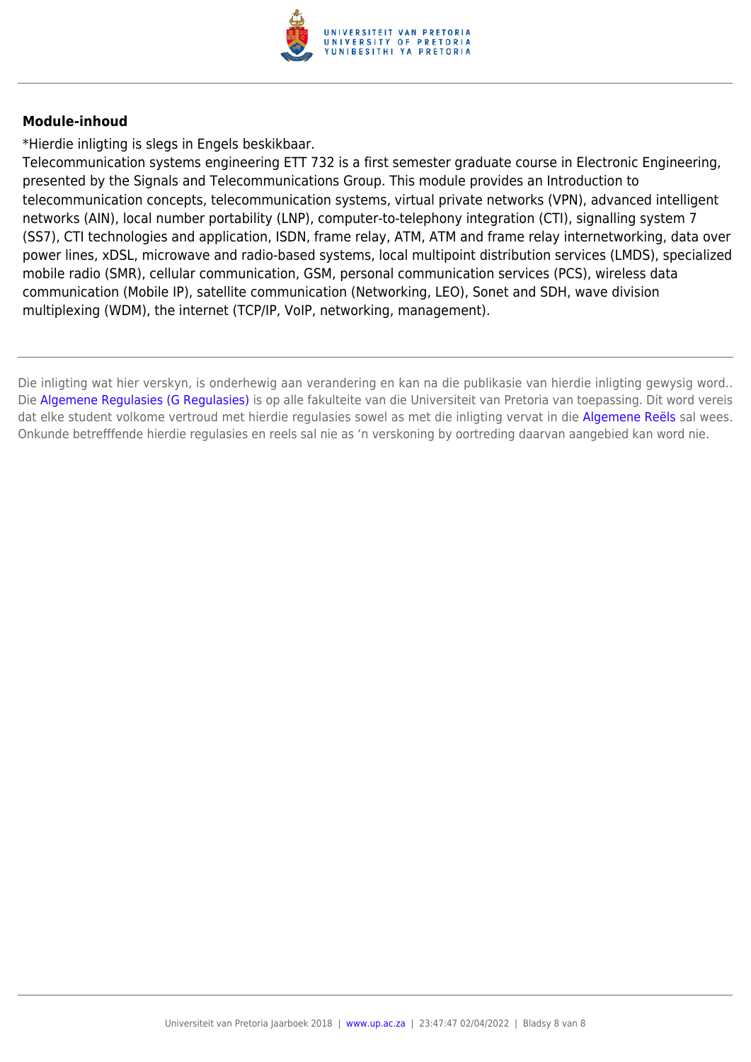**Module-inhoud**

*Hierdie inligting is slegs in Engels beskikbaar.

Telecommunication systems engineering ETT 732 is a first semester graduate course in Electronic Engineering, presented by the Signals and Telecommunications Group. This module provides an Introduction to telecommunication concepts, telecommunication systems, virtual private networks (VPN), advanced intelligent networks (AIN), local number portability (LNP), computer-to-telephony integration (CTI), signalling system 7 (SS7), CTI technologies and application, ISDN, frame relay, ATM, ATM and frame relay internetworking, data over power lines, xDSL, microwave and radio-based systems, local multipoint distribution services (LMDS), specialized mobile radio (SMR), cellular communication, GSM, personal communication services (PCS), wireless data communication (Mobile IP), satellite communication (Networking, LEO), Sonet and SDH, wave division multiplexing (WDM), the internet (TCP/IP, VoIP, networking, management).

---

Die inligting wat hier verskyn, is onderhewig aan verandering en kan na die publikasie van hierdie inligting gewysig word.. Die Algemene Regulasies (G Regulasies) is op alle fakulteite van die Universiteit van Pretoria van toepassing. Dit word vereis dat elke student volkome vertroud met hierdie regulasies sowel as met die inligting vervat in die Algemene Reëls sal wees. Onkunde betrefffende hierdie regulasies en reels sal nie as 'n verskoning by oortreding daarvan aangebied kan word nie.